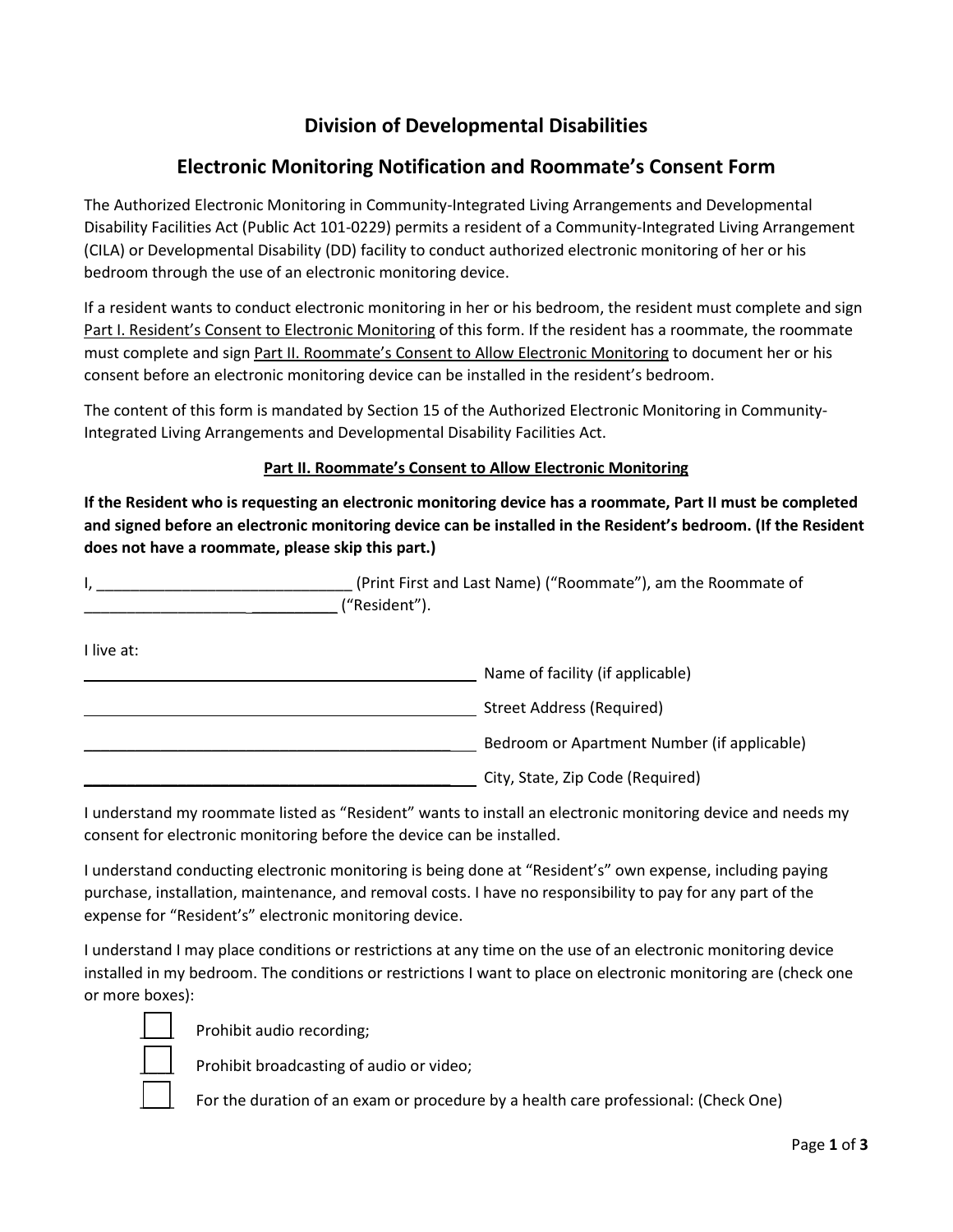# Division of Developmental Disabilities

## Electronic Monitoring Notification and Roommate's Consent Form

The Authorized Electronic Monitoring in Community-Integrated Living Arrangements and Developmental Disability Facilities Act (Public Act 101-0229) permits a resident of a Community-Integrated Living Arrangement (CILA) or Developmental Disability (DD) facility to conduct authorized electronic monitoring of her or his bedroom through the use of an electronic monitoring device.

If a resident wants to conduct electronic monitoring in her or his bedroom, the resident must complete and sign Part I. Resident's Consent to Electronic Monitoring of this form. If the resident has a roommate, the roommate must complete and sign Part II. Roommate's Consent to Allow Electronic Monitoring to document her or his consent before an electronic monitoring device can be installed in the resident's bedroom.

The content of this form is mandated by Section 15 of the Authorized Electronic Monitoring in Community-Integrated Living Arrangements and Developmental Disability Facilities Act.

### Part II. Roommate's Consent to Allow Electronic Monitoring

**If the Resident who is requesting an electronic monitoring device has a roommate, Part II must be completed and signed before an electronic monitoring device can be installed in the Resident's bedroom. (If the Resident does not have a roommate, please skip this part.)**

I, ______________________________ (Print First and Last Name) ("Roommate"), am the Roommate of ______________________________ ("Resident").

I live at:

______________________________ Name of facility (if applicable)

______________________________ Street Address (Required)

______________________________ Bedroom or Apartment Number (if applicable)

______________________________ City, State, Zip Code (Required)

I understand my roommate listed as "Resident" wants to install an electronic monitoring device and needs my consent for electronic monitoring before the device can be installed.

I understand conducting electronic monitoring is being done at "Resident's" own expense, including paying purchase, installation, maintenance, and removal costs. I have no responsibility to pay for any part of the expense for "Resident's" electronic monitoring device.

I understand I may place conditions or restrictions at any time on the use of an electronic monitoring device installed in my bedroom. The conditions or restrictions I want to place on electronic monitoring are (check one or more boxes):

- ☐ Prohibit audio recording;
- ☐ Prohibit broadcasting of audio or video;
- ☐ For the duration of an exam or procedure by a health care professional: (Check One)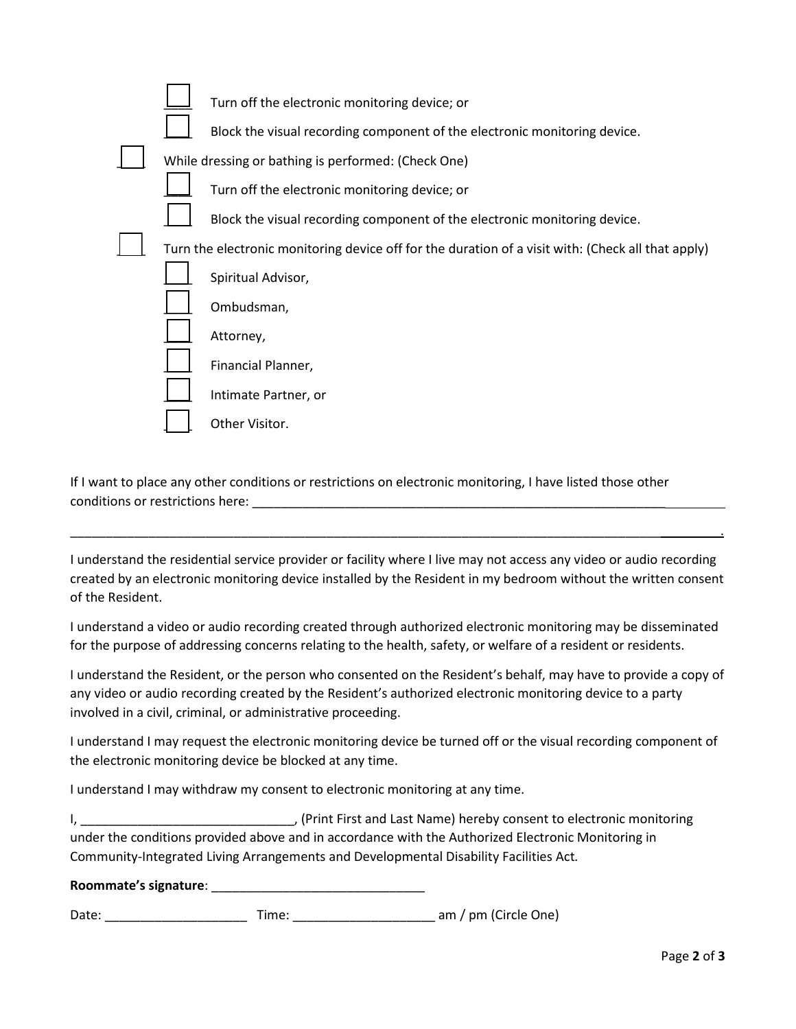- [ ] Turn off the electronic monitoring device; or
    - [ ] Block the visual recording component of the electronic monitoring device.
- [ ] While dressing or bathing is performed: (Check One)
    - [ ] Turn off the electronic monitoring device; or
    - [ ] Block the visual recording component of the electronic monitoring device.
- [ ] Turn the electronic monitoring device off for the duration of a visit with: (Check all that apply)
    - [ ] Spiritual Advisor,
    - [ ] Ombudsman,
    - [ ] Attorney,
    - [ ] Financial Planner,
    - [ ] Intimate Partner, or
    - [ ] Other Visitor.

If I want to place any other conditions or restrictions on electronic monitoring, I have listed those other conditions or restrictions here: ______________________________________________________________

______________________________________________________________________________________.

I understand the residential service provider or facility where I live may not access any video or audio recording created by an electronic monitoring device installed by the Resident in my bedroom without the written consent of the Resident.

I understand a video or audio recording created through authorized electronic monitoring may be disseminated for the purpose of addressing concerns relating to the health, safety, or welfare of a resident or residents.

I understand the Resident, or the person who consented on the Resident's behalf, may have to provide a copy of any video or audio recording created by the Resident's authorized electronic monitoring device to a party involved in a civil, criminal, or administrative proceeding.

I understand I may request the electronic monitoring device be turned off or the visual recording component of the electronic monitoring device be blocked at any time.

I understand I may withdraw my consent to electronic monitoring at any time.

I, ______________________________, (Print First and Last Name) hereby consent to electronic monitoring under the conditions provided above and in accordance with the Authorized Electronic Monitoring in Community-Integrated Living Arrangements and Developmental Disability Facilities Act.

**Roommate's signature**: ______________________________

Date: ____________________ Time: ____________________ am / pm (Circle One)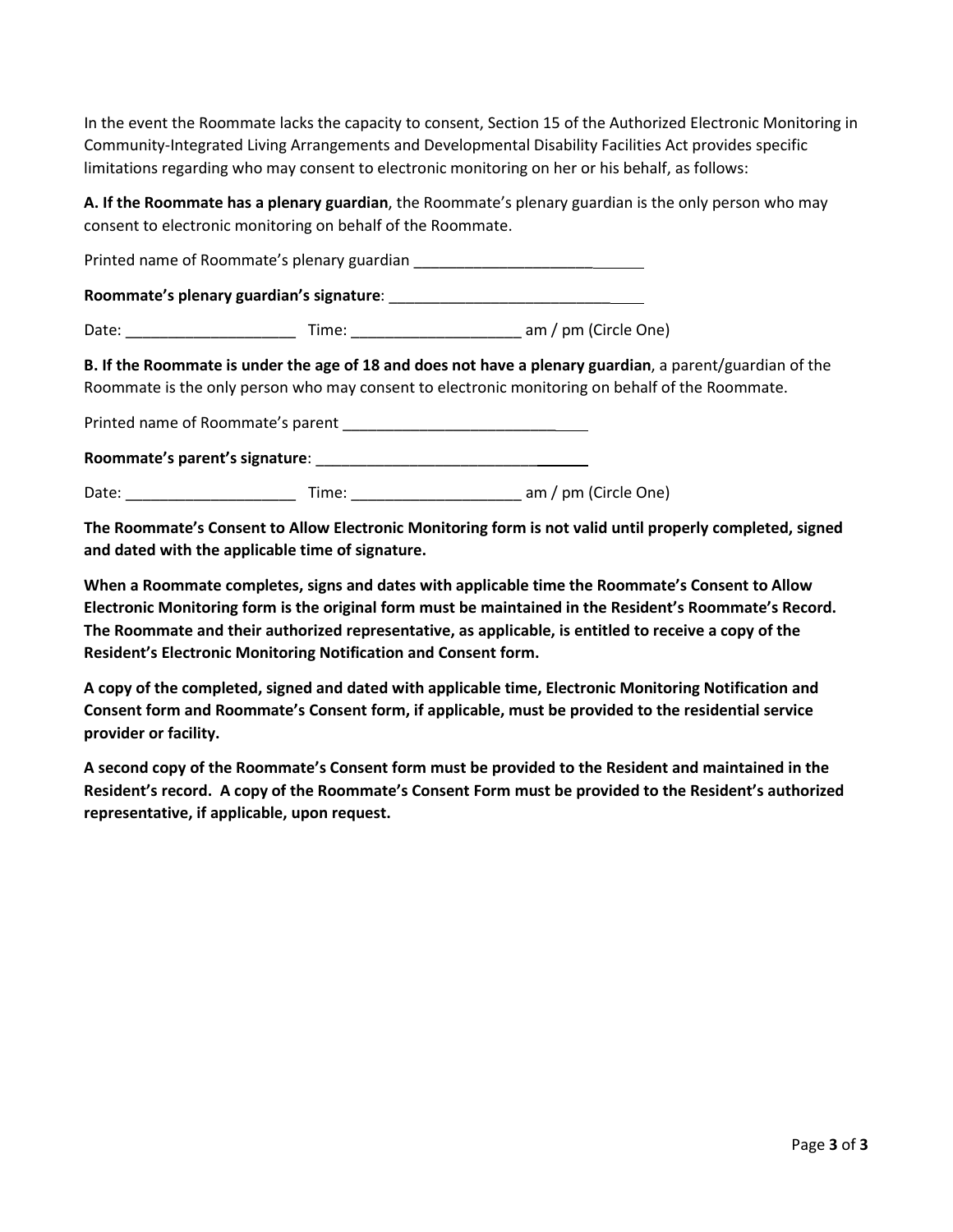In the event the Roommate lacks the capacity to consent, Section 15 of the Authorized Electronic Monitoring in Community-Integrated Living Arrangements and Developmental Disability Facilities Act provides specific limitations regarding who may consent to electronic monitoring on her or his behalf, as follows:

**A. If the Roommate has a plenary guardian**, the Roommate's plenary guardian is the only person who may consent to electronic monitoring on behalf of the Roommate.

Printed name of Roommate's plenary guardian ___________________________

**Roommate's plenary guardian's signature**: ________________________________

Date: ____________________ Time: ____________________ am / pm (Circle One)

**B. If the Roommate is under the age of 18 and does not have a plenary guardian**, a parent/guardian of the Roommate is the only person who may consent to electronic monitoring on behalf of the Roommate.

Printed name of Roommate's parent ______________________________

**Roommate's parent's signature**: _________________________________

Date: ____________________ Time: ____________________ am / pm (Circle One)

**The Roommate's Consent to Allow Electronic Monitoring form is not valid until properly completed, signed and dated with the applicable time of signature.**

**When a Roommate completes, signs and dates with applicable time the Roommate's Consent to Allow Electronic Monitoring form is the original form must be maintained in the Resident's Roommate's Record. The Roommate and their authorized representative, as applicable, is entitled to receive a copy of the Resident's Electronic Monitoring Notification and Consent form.**

**A copy of the completed, signed and dated with applicable time, Electronic Monitoring Notification and Consent form and Roommate's Consent form, if applicable, must be provided to the residential service provider or facility.**

**A second copy of the Roommate's Consent form must be provided to the Resident and maintained in the Resident's record. A copy of the Roommate's Consent Form must be provided to the Resident's authorized representative, if applicable, upon request.**